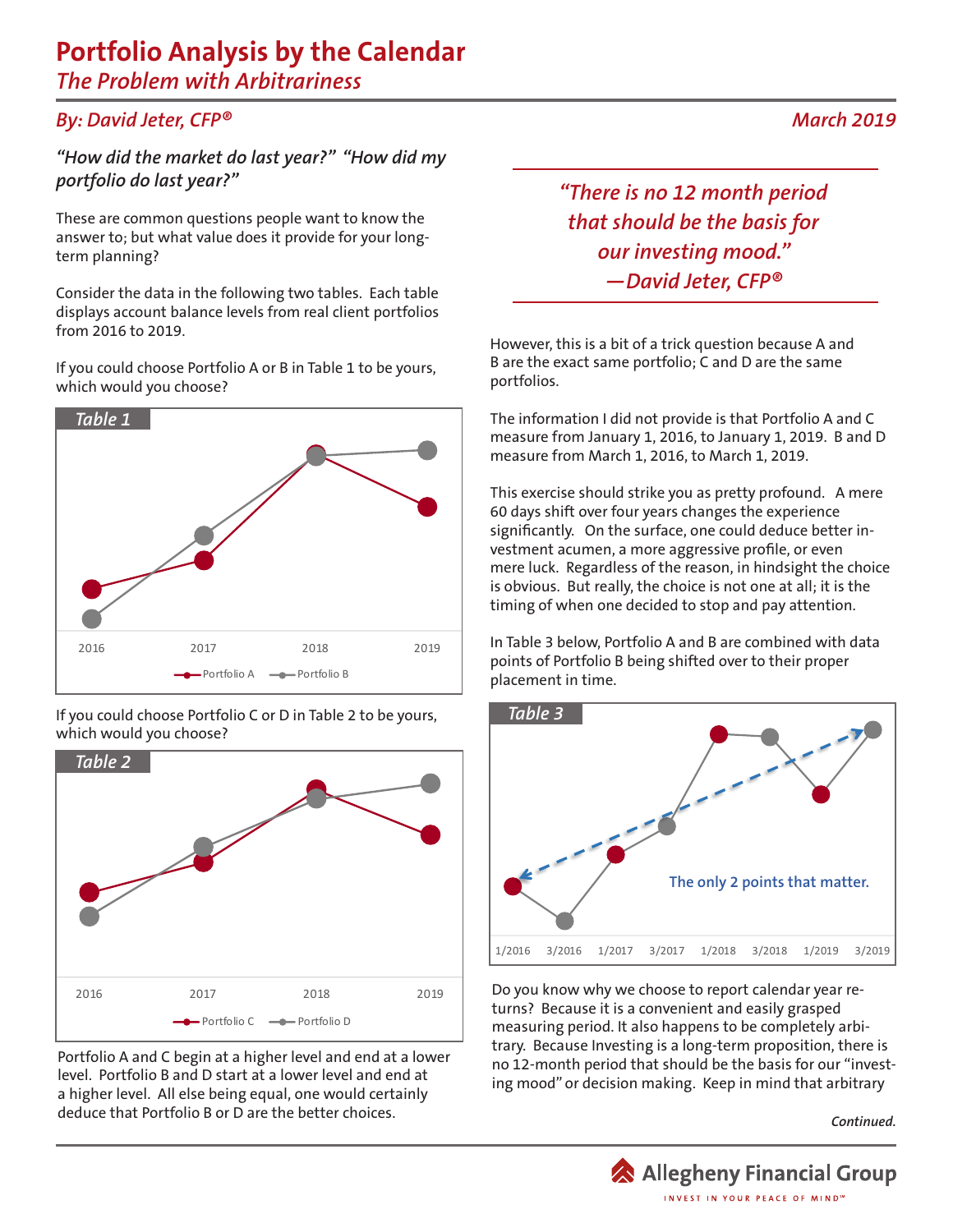# Portfolio Analysis by the Calendar

## *The Problem with Arbitrariness*

*By: David Jeter, CFP®* — *March 2019*

*"How did the market do last year?" "How did my portfolio do last year?"*

These are common questions people want to know the answer to; but what value does it provide for your long-term planning?

Consider the data in the following two tables. Each table displays account balance levels from real client portfolios from 2016 to 2019.

If you could choose Portfolio A or B in Table 1 to be yours, which would you choose?

**Table 1**

2016 2017 2018 2019

Portfolio A — Portfolio B

If you could choose Portfolio C or D in Table 2 to be yours, which would you choose?

**Table 2**

2016 2017 2018 2019

Portfolio C — Portfolio D

Portfolio A and C begin at a higher level and end at a lower level. Portfolio B and D start at a lower level and end at a higher level. All else being equal, one would certainly deduce that Portfolio B or D are the better choices.

> *"There is no 12 month period that should be the basis for our investing mood."*
> *—David Jeter, CFP®*

However, this is a bit of a trick question because A and B are the exact same portfolio; C and D are the same portfolios.

The information I did not provide is that Portfolio A and C measure from January 1, 2016, to January 1, 2019. B and D measure from March 1, 2016, to March 1, 2019.

This exercise should strike you as pretty profound. A mere 60 days shift over four years changes the experience significantly. On the surface, one could deduce better investment acumen, a more aggressive profile, or even mere luck. Regardless of the reason, in hindsight the choice is obvious. But really, the choice is not one at all; it is the timing of when one decided to stop and pay attention.

In Table 3 below, Portfolio A and B are combined with data points of Portfolio B being shifted over to their proper placement in time.

**Table 3**

The only 2 points that matter.

1/2016 3/2016 1/2017 3/2017 1/2018 3/2018 1/2019 3/2019

Do you know why we choose to report calendar year returns? Because it is a convenient and easily grasped measuring period. It also happens to be completely arbitrary. Because Investing is a long-term proposition, there is no 12-month period that should be the basis for our "investing mood" or decision making. Keep in mind that arbitrary

*Continued.*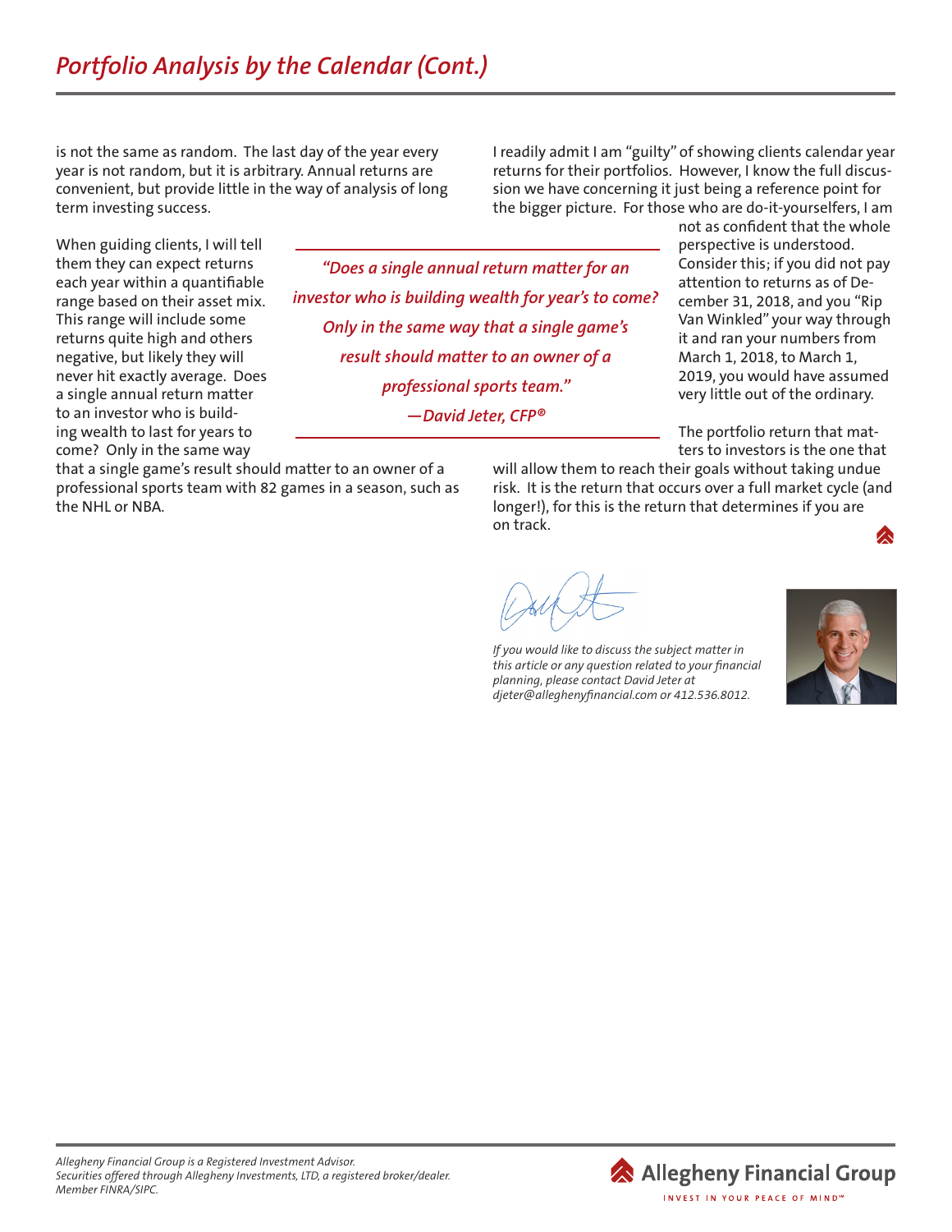## *Portfolio Analysis by the Calendar (Cont.)*

is not the same as random. The last day of the year every year is not random, but it is arbitrary. Annual returns are convenient, but provide little in the way of analysis of long term investing success.

When guiding clients, I will tell them they can expect returns each year within a quantifiable range based on their asset mix. This range will include some returns quite high and others negative, but likely they will never hit exactly average. Does a single annual return matter to an investor who is building wealth to last for years to come? Only in the same way that a single game's result should matter to an owner of a professional sports team with 82 games in a season, such as the NHL or NBA.

> *"Does a single annual return matter for an investor who is building wealth for year's to come? Only in the same way that a single game's result should matter to an owner of a professional sports team."*
>
> *—David Jeter, CFP®*

I readily admit I am "guilty" of showing clients calendar year returns for their portfolios. However, I know the full discussion we have concerning it just being a reference point for the bigger picture. For those who are do-it-yourselfers, I am not as confident that the whole perspective is understood. Consider this; if you did not pay attention to returns as of December 31, 2018, and you "Rip Van Winkled" your way through it and ran your numbers from March 1, 2018, to March 1, 2019, you would have assumed very little out of the ordinary.

The portfolio return that matters to investors is the one that will allow them to reach their goals without taking undue risk. It is the return that occurs over a full market cycle (and longer!), for this is the return that determines if you are on track.

*If you would like to discuss the subject matter in this article or any question related to your financial planning, please contact David Jeter at djeter@alleghenyfinancial.com or 412.536.8012.*

*Allegheny Financial Group is a Registered Investment Advisor.*
*Securities offered through Allegheny Investments, LTD, a registered broker/dealer.*
*Member FINRA/SIPC.*

Allegheny Financial Group
INVEST IN YOUR PEACE OF MIND℠